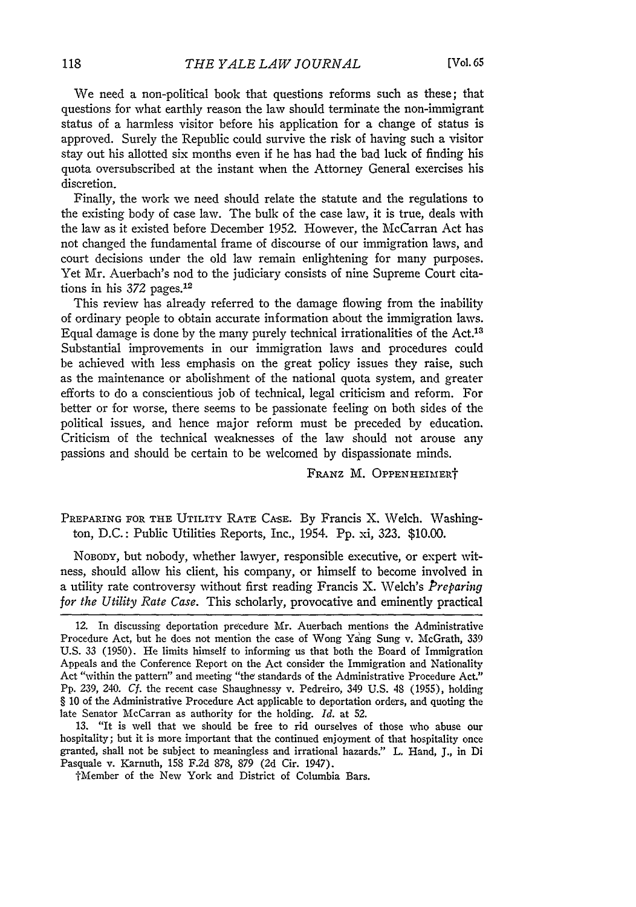We need a non-political book that questions reforms such as these; that questions for what earthly reason the law should terminate the non-immigrant status of a harmless visitor before his application for a change of status is approved. Surely the Republic could survive the risk of having such a visitor stay out his allotted six months even if he has had the bad luck of finding his quota oversubscribed at the instant when the Attorney General exercises his discretion.

Finally, the work we need should relate the statute and the regulations to the existing body of case law. The bulk of the case law, it is true, deals with the law as it existed before December 1952. However, the McCarran Act has not changed the fundamental frame of discourse of our immigration laws, and court decisions under the old law remain enlightening for many purposes. Yet Mr. Auerbach's nod to the judiciary consists of nine Supreme Court citations in his 372 pages.[12]

This review has already referred to the damage flowing from the inability of ordinary people to obtain accurate information about the immigration laws. Equal damage is done by the many purely technical irrationalities of the Act.[13] Substantial improvements in our immigration laws and procedures could be achieved with less emphasis on the great policy issues they raise, such as the maintenance or abolishment of the national quota system, and greater efforts to do a conscientious job of technical, legal criticism and reform. For better or for worse, there seems to be passionate feeling on both sides of the political issues, and hence major reform must be preceded by education. Criticism of the technical weaknesses of the law should not arouse any passions and should be certain to be welcomed by dispassionate minds.

FRANZ M. OPPENHEIMER†

PREPARING FOR THE UTILITY RATE CASE. By Francis X. Welch. Washington, D.C.: Public Utilities Reports, Inc., 1954. Pp. xi, 323. $10.00.

NOBODY, but nobody, whether lawyer, responsible executive, or expert witness, should allow his client, his company, or himself to become involved in a utility rate controversy without first reading Francis X. Welch's *Preparing for the Utility Rate Case*. This scholarly, provocative and eminently practical

---

12. In discussing deportation precedure Mr. Auerbach mentions the Administrative Procedure Act, but he does not mention the case of Wong Yang Sung v. McGrath, 339 U.S. 33 (1950). He limits himself to informing us that both the Board of Immigration Appeals and the Conference Report on the Act consider the Immigration and Nationality Act "within the pattern" and meeting "the standards of the Administrative Procedure Act." Pp. 239, 240. *Cf.* the recent case Shaughnessy v. Pedreiro, 349 U.S. 48 (1955), holding § 10 of the Administrative Procedure Act applicable to deportation orders, and quoting the late Senator McCarran as authority for the holding. *Id.* at 52.

13. "It is well that we should be free to rid ourselves of those who abuse our hospitality; but it is more important that the continued enjoyment of that hospitality once granted, shall not be subject to meaningless and irrational hazards." L. Hand, J., in Di Pasquale v. Karnuth, 158 F.2d 878, 879 (2d Cir. 1947).

†Member of the New York and District of Columbia Bars.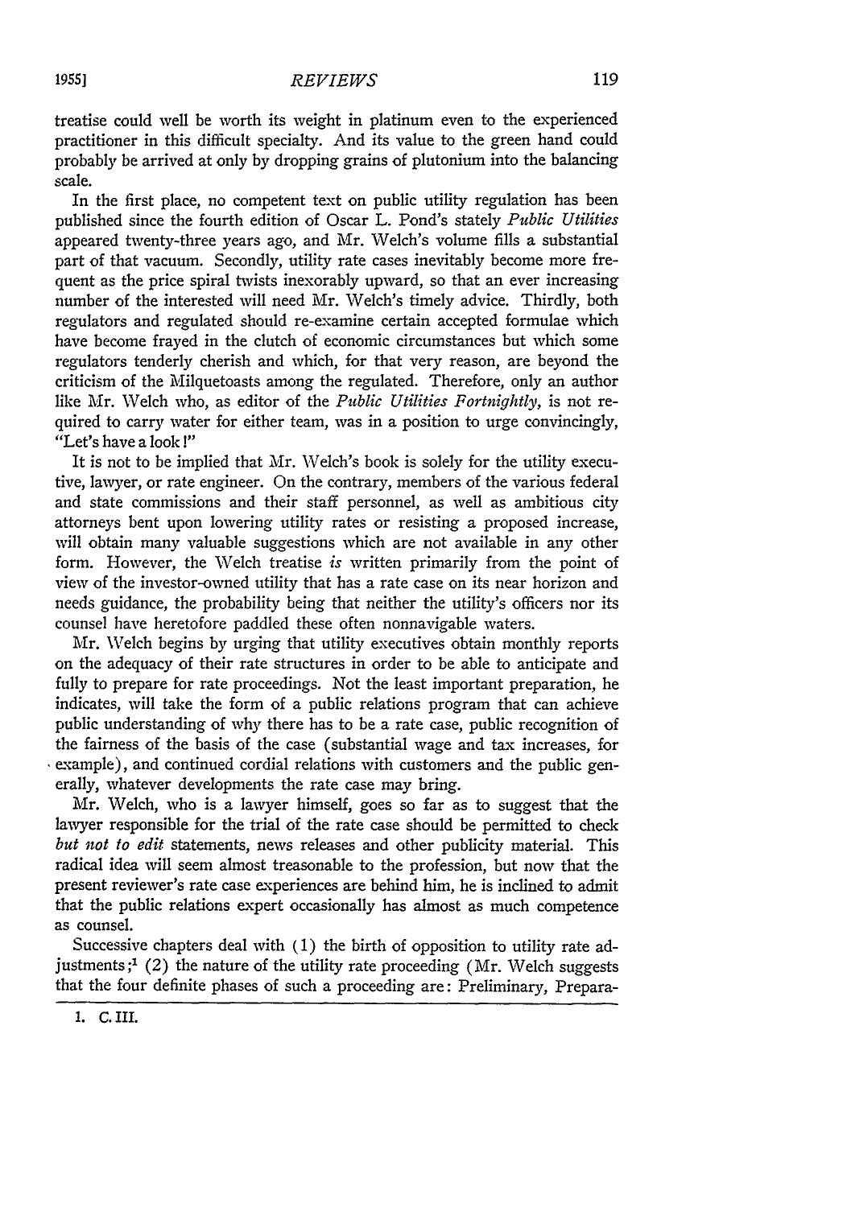treatise could well be worth its weight in platinum even to the experienced practitioner in this difficult specialty. And its value to the green hand could probably be arrived at only by dropping grains of plutonium into the balancing scale.

In the first place, no competent text on public utility regulation has been published since the fourth edition of Oscar L. Pond's stately *Public Utilities* appeared twenty-three years ago, and Mr. Welch's volume fills a substantial part of that vacuum. Secondly, utility rate cases inevitably become more frequent as the price spiral twists inexorably upward, so that an ever increasing number of the interested will need Mr. Welch's timely advice. Thirdly, both regulators and regulated should re-examine certain accepted formulae which have become frayed in the clutch of economic circumstances but which some regulators tenderly cherish and which, for that very reason, are beyond the criticism of the Milquetoasts among the regulated. Therefore, only an author like Mr. Welch who, as editor of the *Public Utilities Fortnightly*, is not required to carry water for either team, was in a position to urge convincingly, "Let's have a look!"

It is not to be implied that Mr. Welch's book is solely for the utility executive, lawyer, or rate engineer. On the contrary, members of the various federal and state commissions and their staff personnel, as well as ambitious city attorneys bent upon lowering utility rates or resisting a proposed increase, will obtain many valuable suggestions which are not available in any other form. However, the Welch treatise *is* written primarily from the point of view of the investor-owned utility that has a rate case on its near horizon and needs guidance, the probability being that neither the utility's officers nor its counsel have heretofore paddled these often nonnavigable waters.

Mr. Welch begins by urging that utility executives obtain monthly reports on the adequacy of their rate structures in order to be able to anticipate and fully to prepare for rate proceedings. Not the least important preparation, he indicates, will take the form of a public relations program that can achieve public understanding of why there has to be a rate case, public recognition of the fairness of the basis of the case (substantial wage and tax increases, for example), and continued cordial relations with customers and the public generally, whatever developments the rate case may bring.

Mr. Welch, who is a lawyer himself, goes so far as to suggest that the lawyer responsible for the trial of the rate case should be permitted to check *but not to edit* statements, news releases and other publicity material. This radical idea will seem almost treasonable to the profession, but now that the present reviewer's rate case experiences are behind him, he is inclined to admit that the public relations expert occasionally has almost as much competence as counsel.

Successive chapters deal with (1) the birth of opposition to utility rate adjustments;[1] (2) the nature of the utility rate proceeding (Mr. Welch suggests that the four definite phases of such a proceeding are: Preliminary, Prepara-

1. C. III.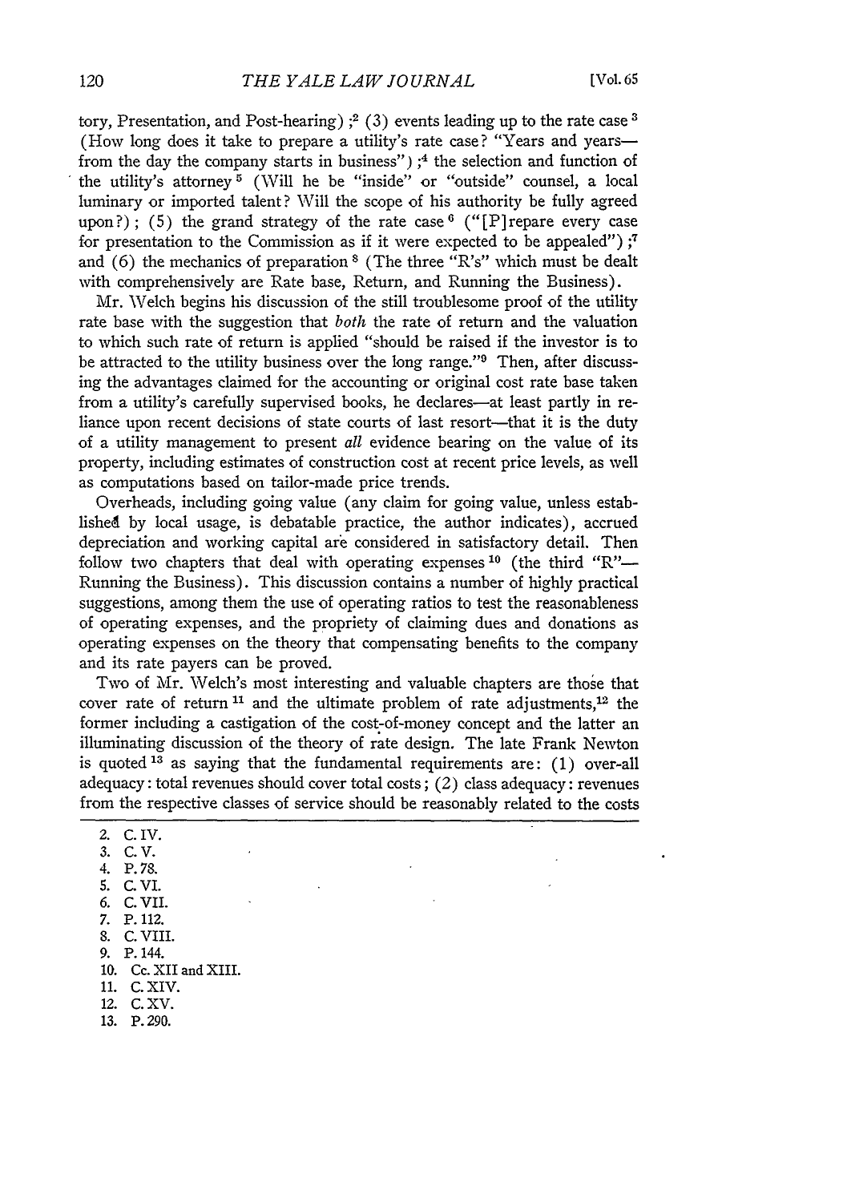tory, Presentation, and Post-hearing);[2] (3) events leading up to the rate case[3] (How long does it take to prepare a utility's rate case? "Years and years—from the day the company starts in business");[4] the selection and function of the utility's attorney[5] (Will he be "inside" or "outside" counsel, a local luminary or imported talent? Will the scope of his authority be fully agreed upon?); (5) the grand strategy of the rate case[6] ("[P]repare every case for presentation to the Commission as if it were expected to be appealed");[7] and (6) the mechanics of preparation[8] (The three "R's" which must be dealt with comprehensively are Rate base, Return, and Running the Business).

Mr. Welch begins his discussion of the still troublesome proof of the utility rate base with the suggestion that *both* the rate of return and the valuation to which such rate of return is applied "should be raised if the investor is to be attracted to the utility business over the long range."[9] Then, after discussing the advantages claimed for the accounting or original cost rate base taken from a utility's carefully supervised books, he declares—at least partly in reliance upon recent decisions of state courts of last resort—that it is the duty of a utility management to present *all* evidence bearing on the value of its property, including estimates of construction cost at recent price levels, as well as computations based on tailor-made price trends.

Overheads, including going value (any claim for going value, unless established by local usage, is debatable practice, the author indicates), accrued depreciation and working capital are considered in satisfactory detail. Then follow two chapters that deal with operating expenses[10] (the third "R"—Running the Business). This discussion contains a number of highly practical suggestions, among them the use of operating ratios to test the reasonableness of operating expenses, and the propriety of claiming dues and donations as operating expenses on the theory that compensating benefits to the company and its rate payers can be proved.

Two of Mr. Welch's most interesting and valuable chapters are those that cover rate of return[11] and the ultimate problem of rate adjustments,[12] the former including a castigation of the cost-of-money concept and the latter an illuminating discussion of the theory of rate design. The late Frank Newton is quoted[13] as saying that the fundamental requirements are: (1) over-all adequacy: total revenues should cover total costs; (2) class adequacy: revenues from the respective classes of service should be reasonably related to the costs

2. C. IV.
3. C. V.
4. P. 78.
5. C. VI.
6. C. VII.
7. P. 112.
8. C. VIII.
9. P. 144.
10. Cc. XII and XIII.
11. C. XIV.
12. C. XV.
13. P. 290.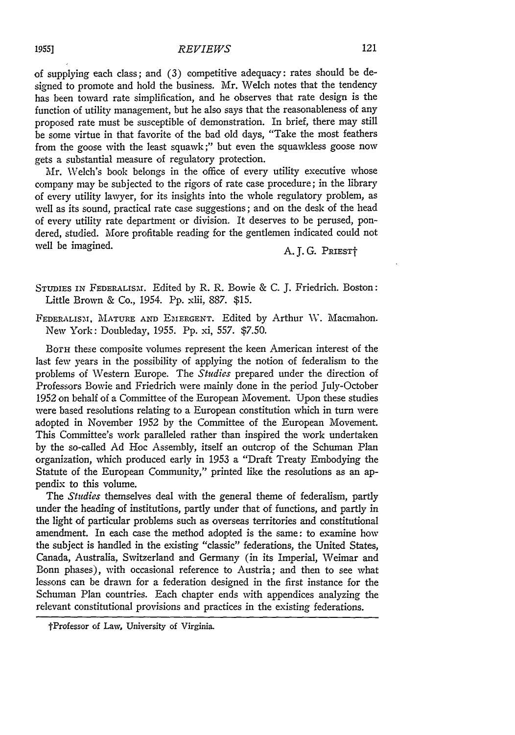of supplying each class; and (3) competitive adequacy: rates should be designed to promote and hold the business. Mr. Welch notes that the tendency has been toward rate simplification, and he observes that rate design is the function of utility management, but he also says that the reasonableness of any proposed rate must be susceptible of demonstration. In brief, there may still be some virtue in that favorite of the bad old days, "Take the most feathers from the goose with the least squawk;" but even the squawkless goose now gets a substantial measure of regulatory protection.

Mr. Welch's book belongs in the office of every utility executive whose company may be subjected to the rigors of rate case procedure; in the library of every utility lawyer, for its insights into the whole regulatory problem, as well as its sound, practical rate case suggestions; and on the desk of the head of every utility rate department or division. It deserves to be perused, pondered, studied. More profitable reading for the gentlemen indicated could not well be imagined.

A. J. G. PRIEST†

STUDIES IN FEDERALISM. Edited by R. R. Bowie & C. J. Friedrich. Boston: Little Brown & Co., 1954. Pp. xlii, 887. $15.

FEDERALISM, MATURE AND EMERGENT. Edited by Arthur W. Macmahon. New York: Doubleday, 1955. Pp. xi, 557. $7.50.

BOTH these composite volumes represent the keen American interest of the last few years in the possibility of applying the notion of federalism to the problems of Western Europe. The *Studies* prepared under the direction of Professors Bowie and Friedrich were mainly done in the period July-October 1952 on behalf of a Committee of the European Movement. Upon these studies were based resolutions relating to a European constitution which in turn were adopted in November 1952 by the Committee of the European Movement. This Committee's work paralleled rather than inspired the work undertaken by the so-called Ad Hoc Assembly, itself an outcrop of the Schuman Plan organization, which produced early in 1953 a "Draft Treaty Embodying the Statute of the European Community," printed like the resolutions as an appendix to this volume.

The *Studies* themselves deal with the general theme of federalism, partly under the heading of institutions, partly under that of functions, and partly in the light of particular problems such as overseas territories and constitutional amendment. In each case the method adopted is the same: to examine how the subject is handled in the existing "classic" federations, the United States, Canada, Australia, Switzerland and Germany (in its Imperial, Weimar and Bonn phases), with occasional reference to Austria; and then to see what lessons can be drawn for a federation designed in the first instance for the Schuman Plan countries. Each chapter ends with appendices analyzing the relevant constitutional provisions and practices in the existing federations.

†Professor of Law, University of Virginia.